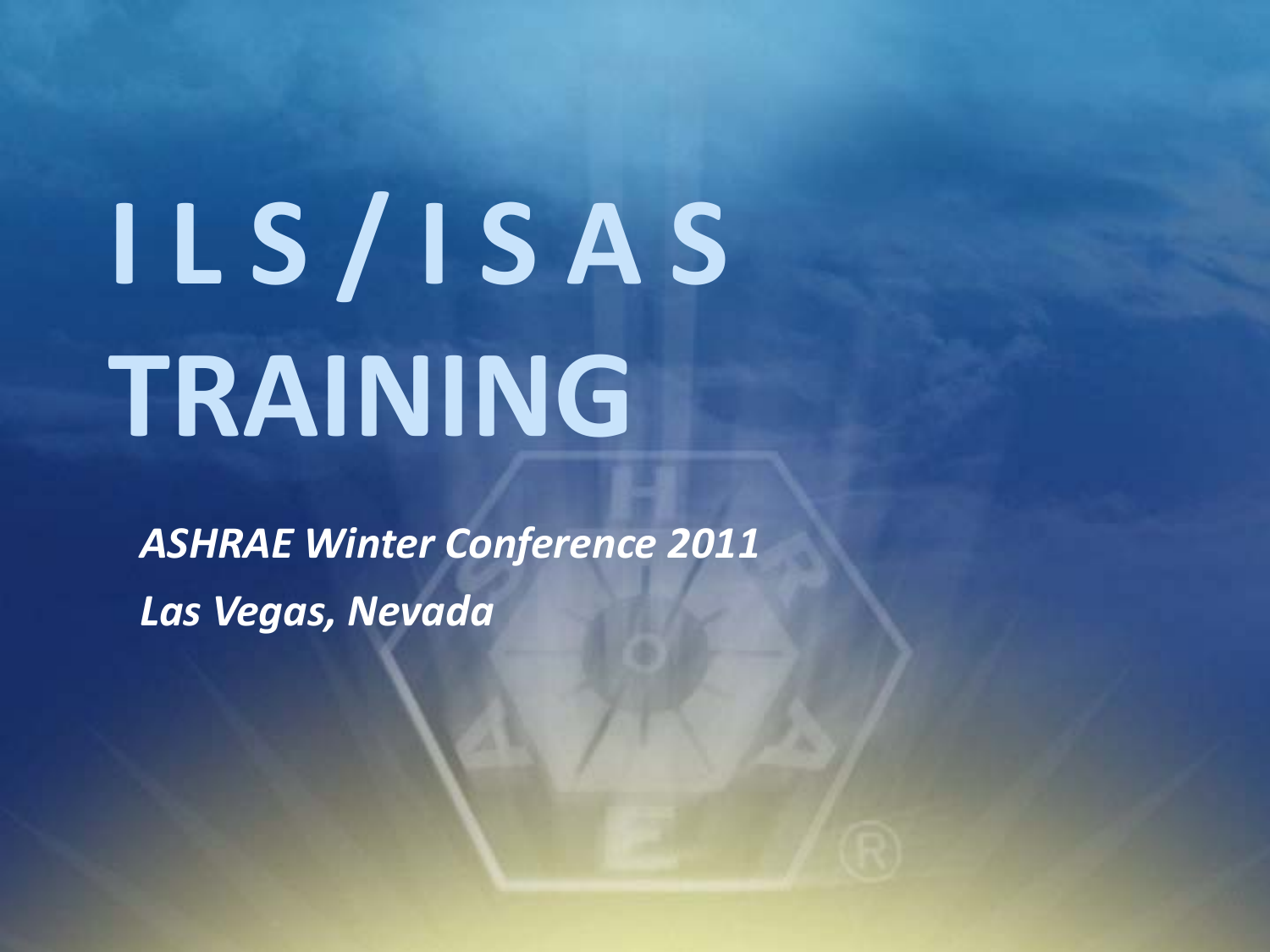# I L S / I S A S TRAINING

*ASHRAE Winter Conference 2011*

*Las Vegas, Nevada*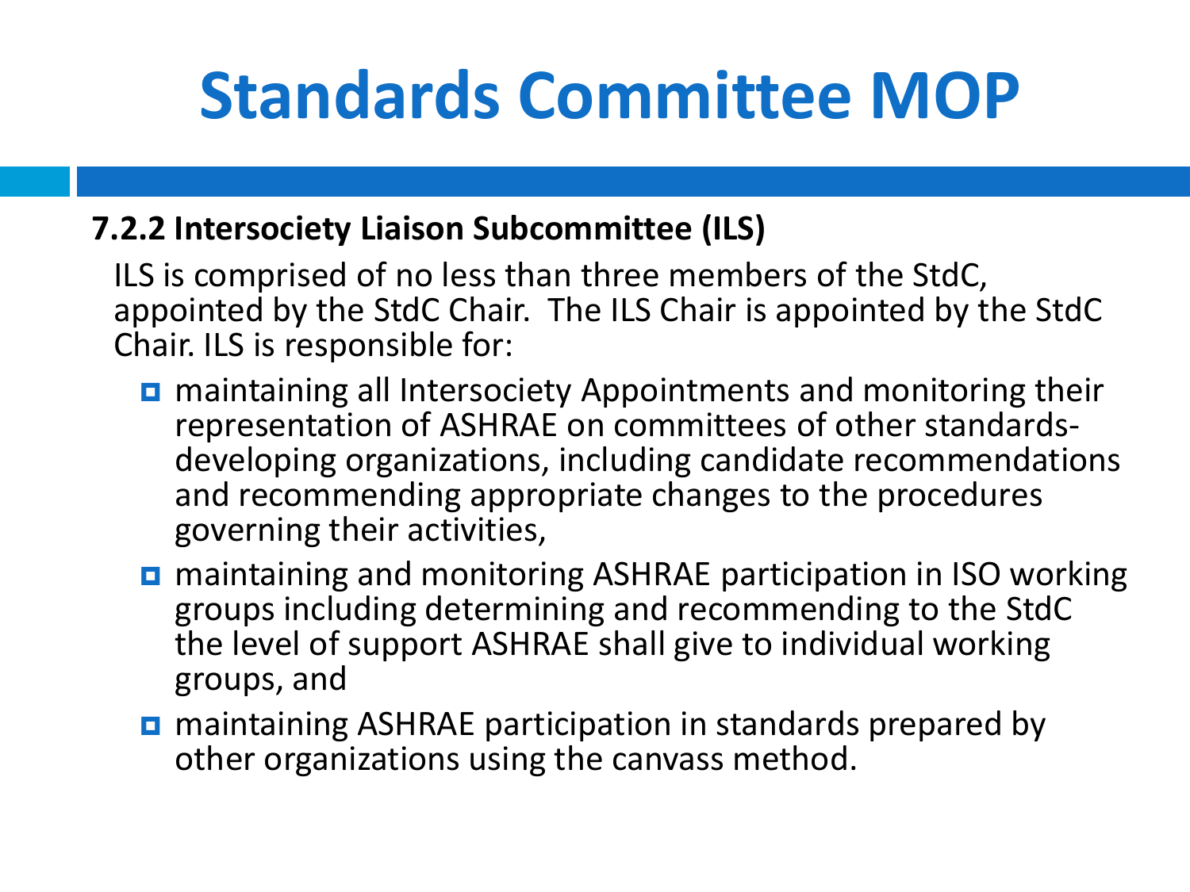# Standards Committee MOP

**7.2.2 Intersociety Liaison Subcommittee (ILS)**

ILS is comprised of no less than three members of the StdC, appointed by the StdC Chair. The ILS Chair is appointed by the StdC Chair. ILS is responsible for:

- maintaining all Intersociety Appointments and monitoring their representation of ASHRAE on committees of other standards-developing organizations, including candidate recommendations and recommending appropriate changes to the procedures governing their activities,
- maintaining and monitoring ASHRAE participation in ISO working groups including determining and recommending to the StdC the level of support ASHRAE shall give to individual working groups, and
- maintaining ASHRAE participation in standards prepared by other organizations using the canvass method.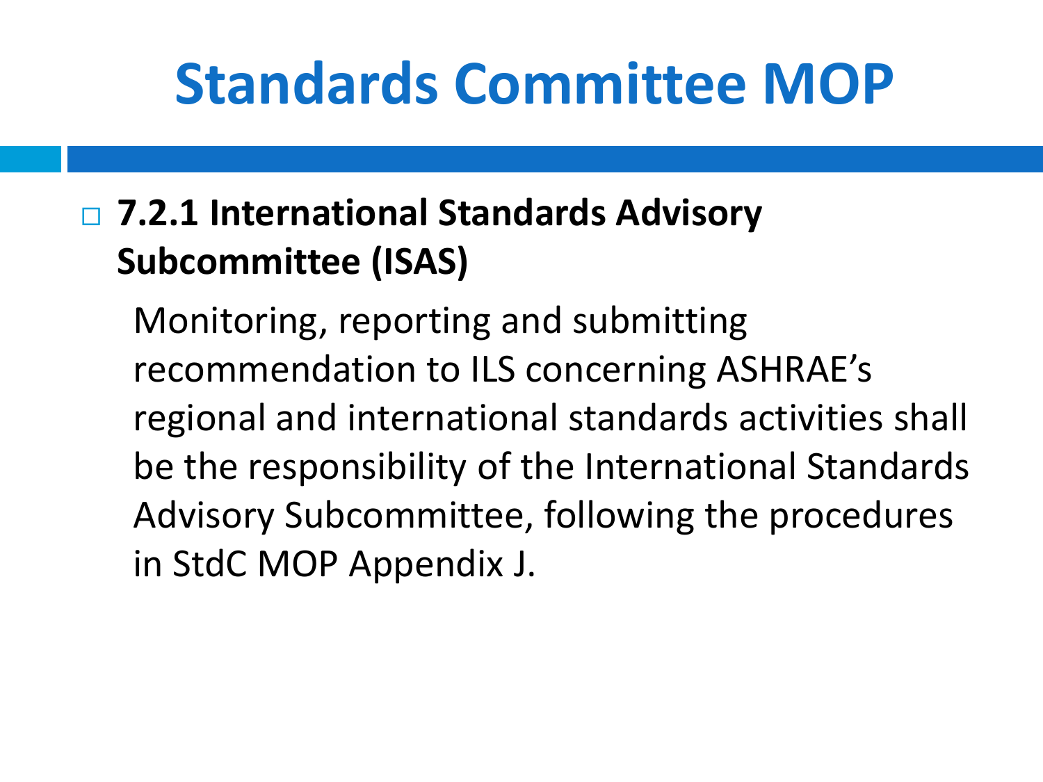# Standards Committee MOP

- **7.2.1 International Standards Advisory Subcommittee (ISAS)**

  Monitoring, reporting and submitting recommendation to ILS concerning ASHRAE's regional and international standards activities shall be the responsibility of the International Standards Advisory Subcommittee, following the procedures in StdC MOP Appendix J.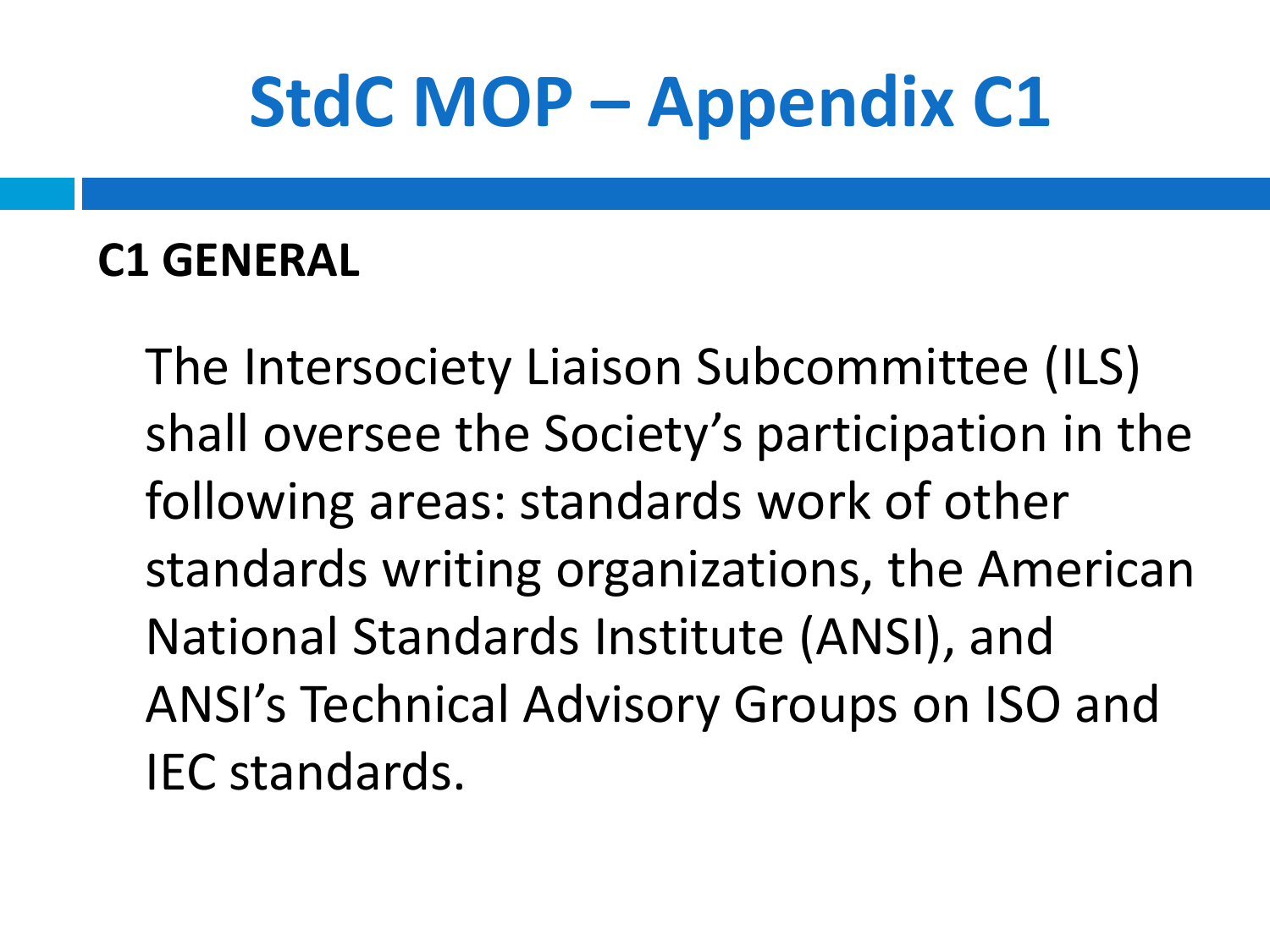# StdC MOP – Appendix C1

## C1 GENERAL

The Intersociety Liaison Subcommittee (ILS) shall oversee the Society's participation in the following areas: standards work of other standards writing organizations, the American National Standards Institute (ANSI), and ANSI's Technical Advisory Groups on ISO and IEC standards.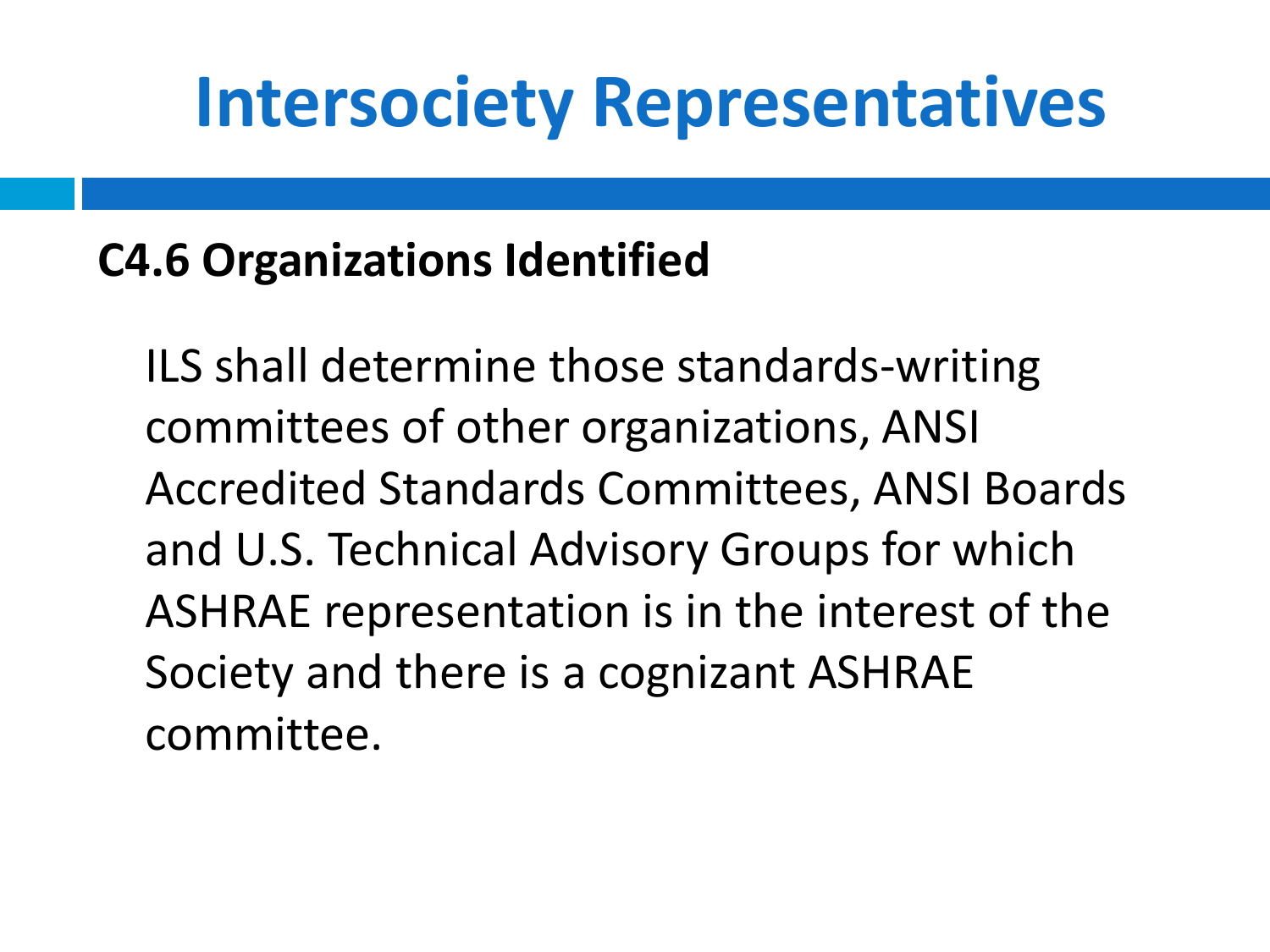# Intersociety Representatives

**C4.6 Organizations Identified**

ILS shall determine those standards-writing committees of other organizations, ANSI Accredited Standards Committees, ANSI Boards and U.S. Technical Advisory Groups for which ASHRAE representation is in the interest of the Society and there is a cognizant ASHRAE committee.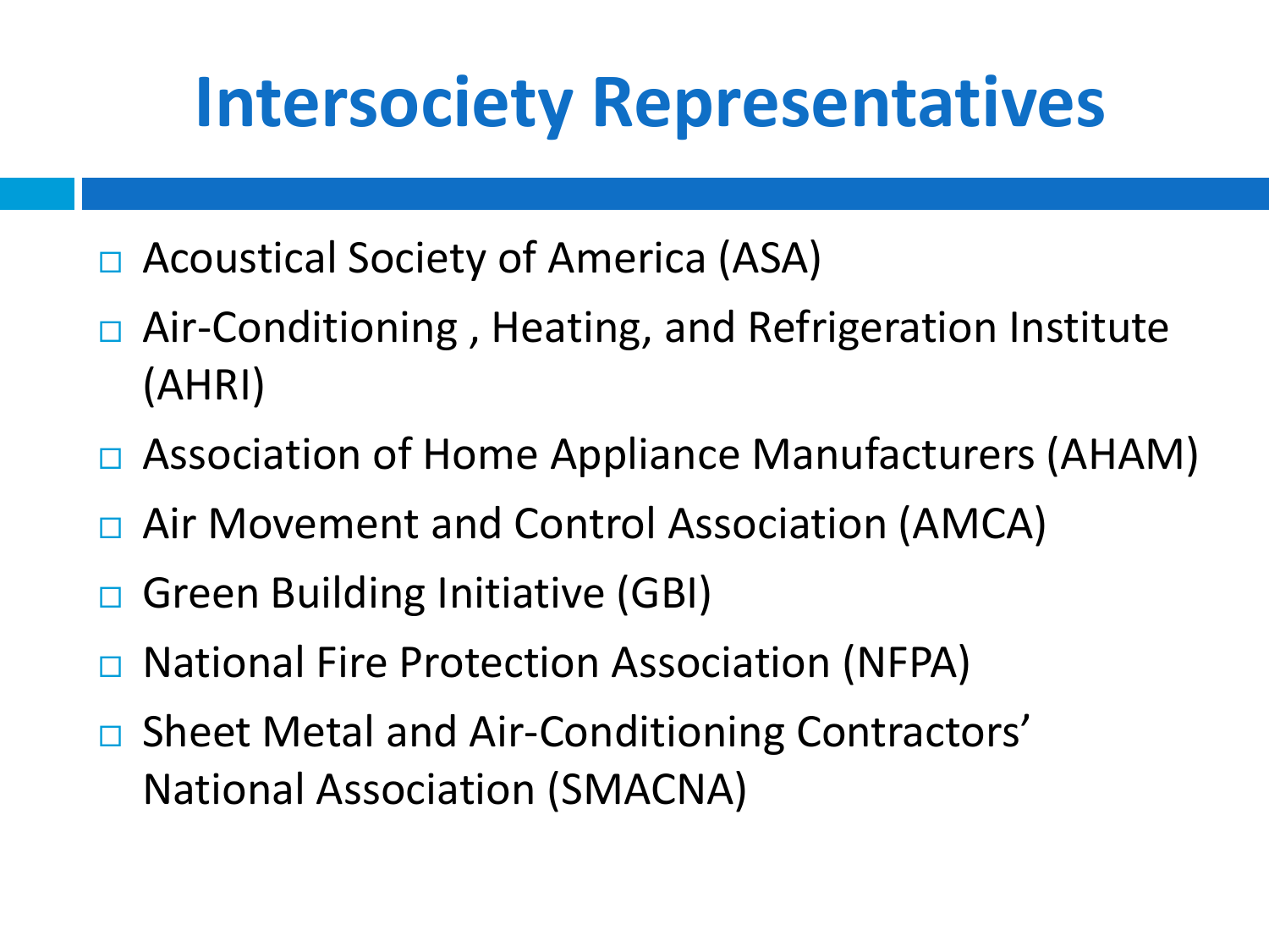# Intersociety Representatives

- Acoustical Society of America (ASA)
- Air-Conditioning , Heating, and Refrigeration Institute (AHRI)
- Association of Home Appliance Manufacturers (AHAM)
- Air Movement and Control Association (AMCA)
- Green Building Initiative (GBI)
- National Fire Protection Association (NFPA)
- Sheet Metal and Air-Conditioning Contractors' National Association (SMACNA)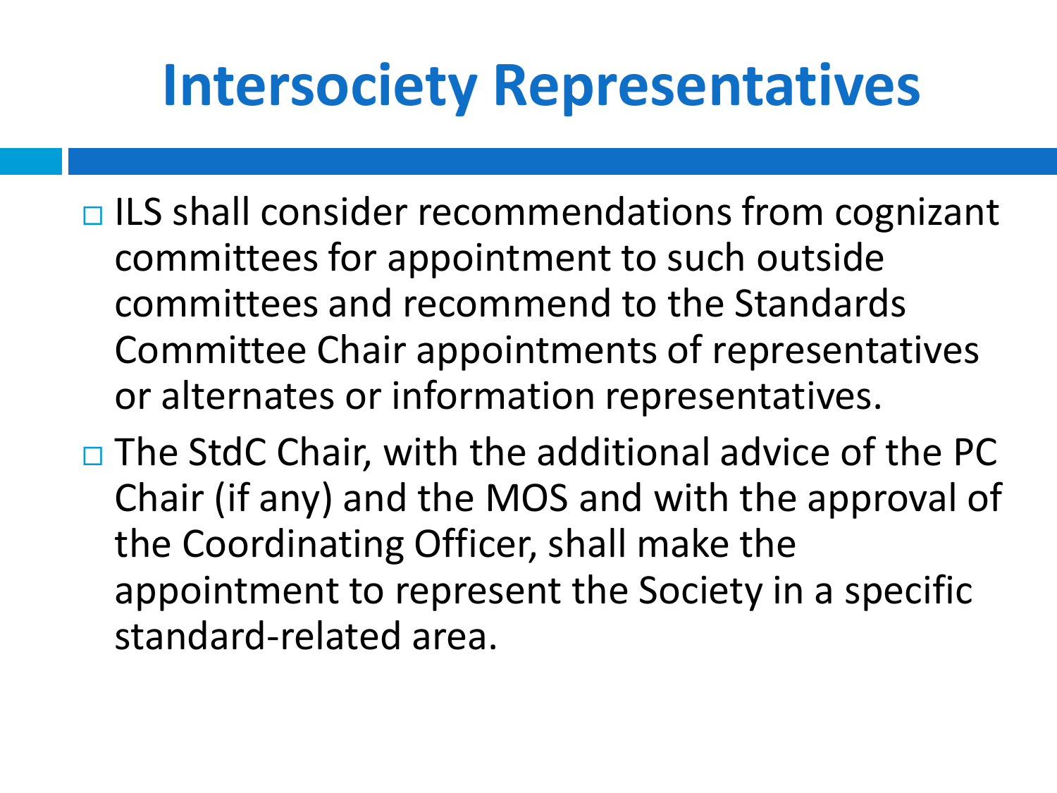# Intersociety Representatives

- ILS shall consider recommendations from cognizant committees for appointment to such outside committees and recommend to the Standards Committee Chair appointments of representatives or alternates or information representatives.
- The StdC Chair, with the additional advice of the PC Chair (if any) and the MOS and with the approval of the Coordinating Officer, shall make the appointment to represent the Society in a specific standard-related area.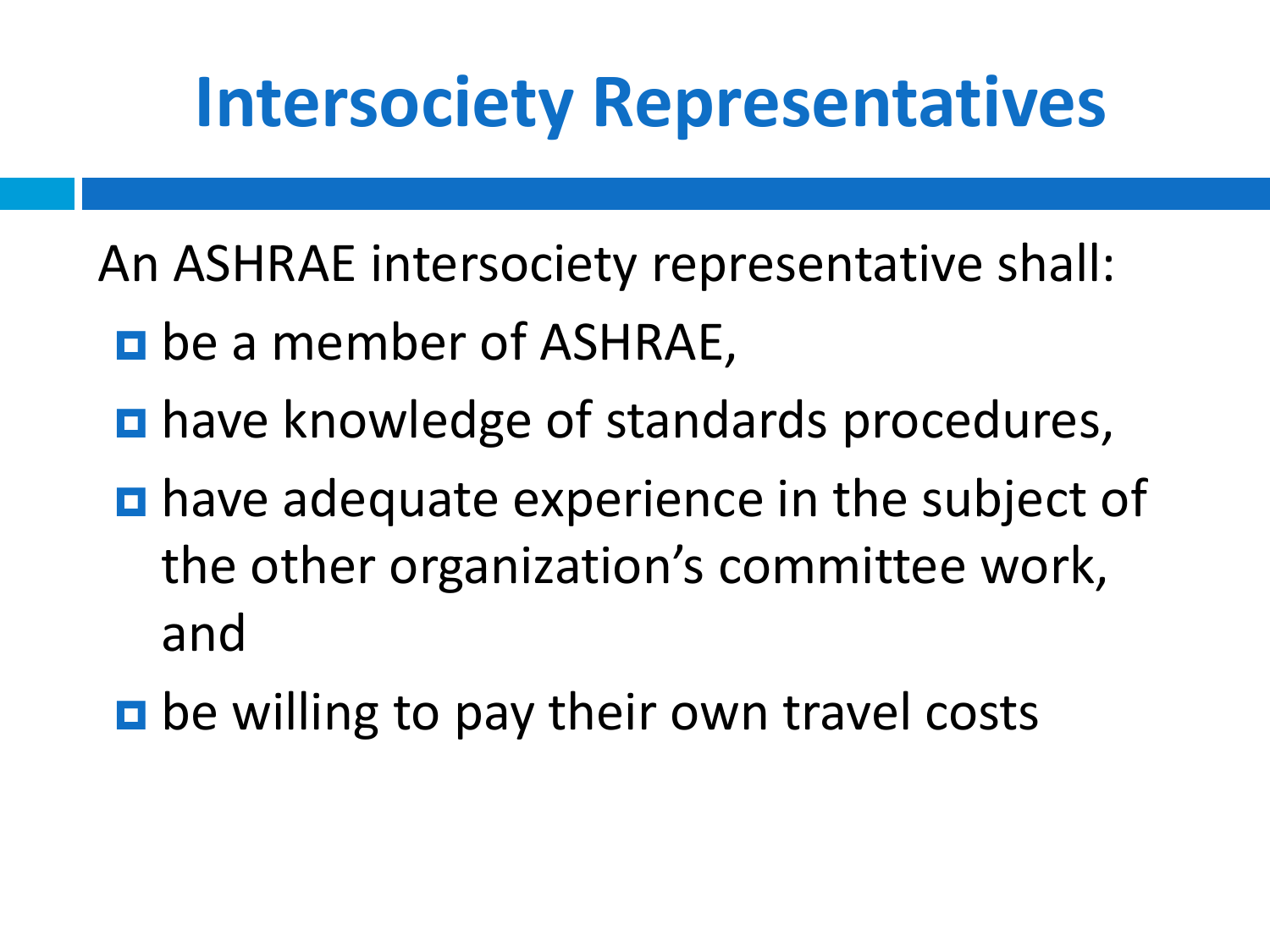# Intersociety Representatives

An ASHRAE intersociety representative shall:

- be a member of ASHRAE,
- have knowledge of standards procedures,
- have adequate experience in the subject of the other organization's committee work, and
- be willing to pay their own travel costs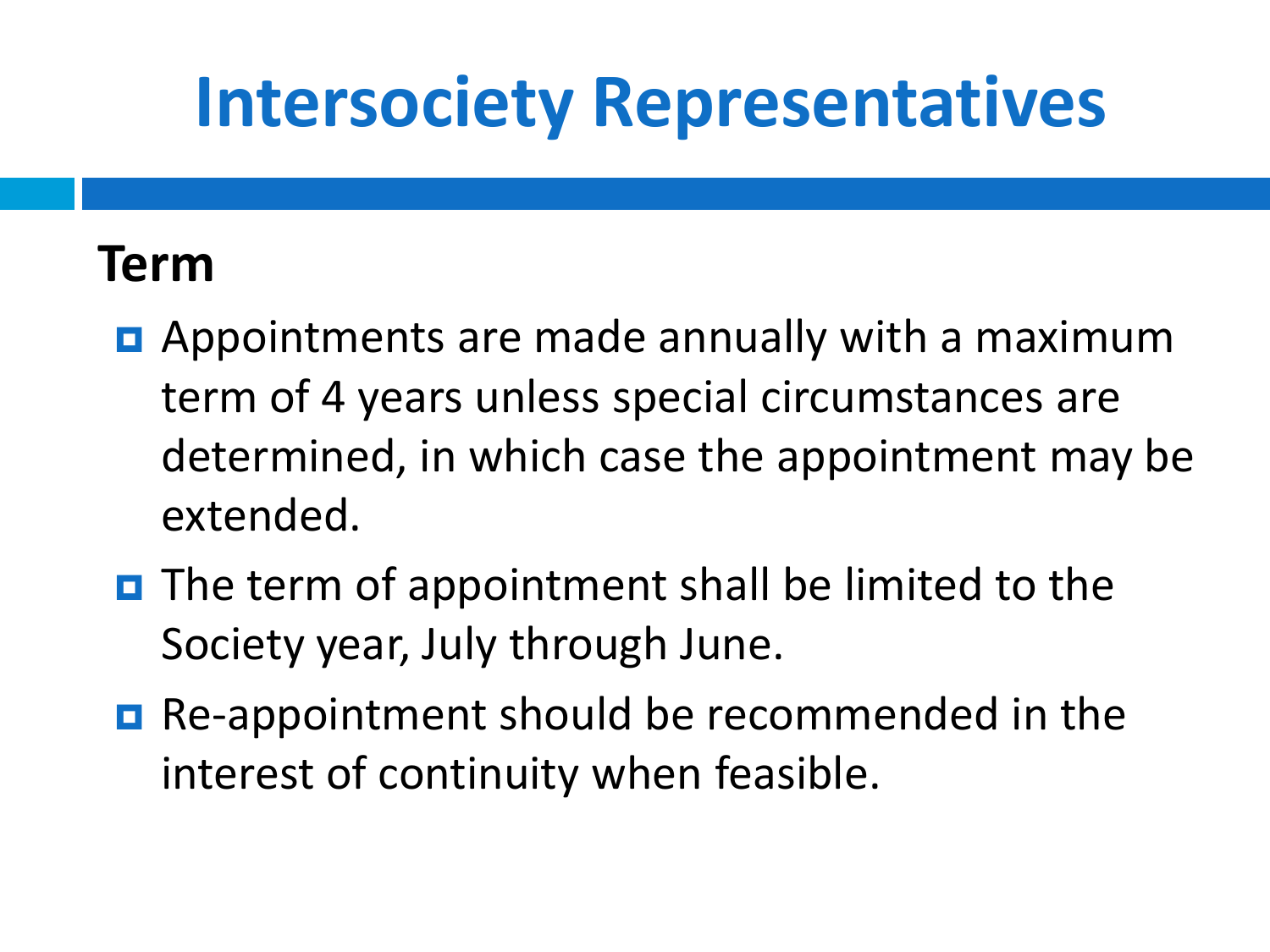# Intersociety Representatives

## Term

- Appointments are made annually with a maximum term of 4 years unless special circumstances are determined, in which case the appointment may be extended.
- The term of appointment shall be limited to the Society year, July through June.
- Re-appointment should be recommended in the interest of continuity when feasible.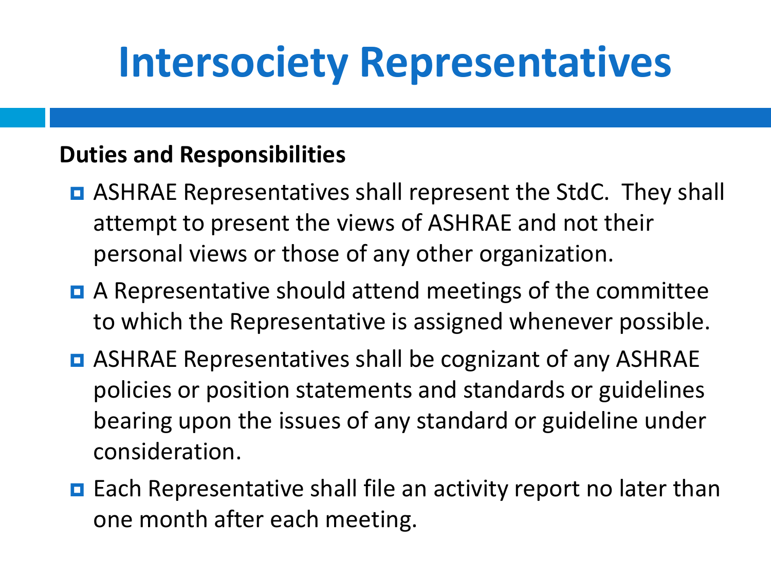# Intersociety Representatives

**Duties and Responsibilities**

- ASHRAE Representatives shall represent the StdC. They shall attempt to present the views of ASHRAE and not their personal views or those of any other organization.
- A Representative should attend meetings of the committee to which the Representative is assigned whenever possible.
- ASHRAE Representatives shall be cognizant of any ASHRAE policies or position statements and standards or guidelines bearing upon the issues of any standard or guideline under consideration.
- Each Representative shall file an activity report no later than one month after each meeting.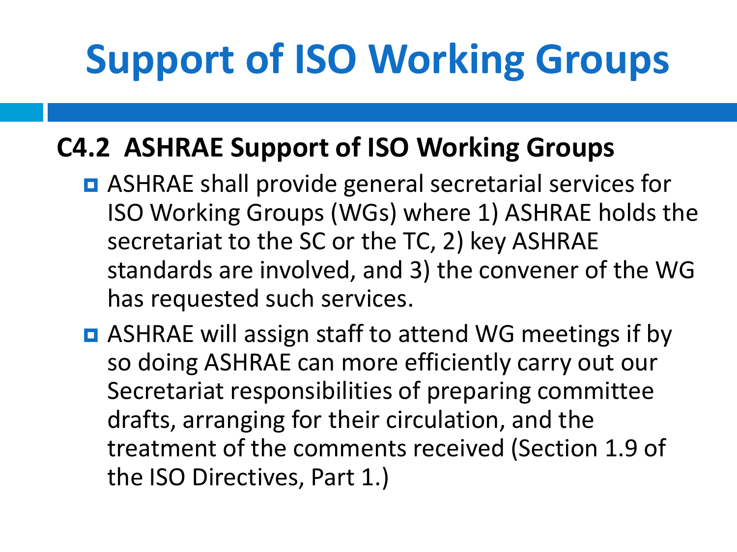# Support of ISO Working Groups

## C4.2 ASHRAE Support of ISO Working Groups

- ASHRAE shall provide general secretarial services for ISO Working Groups (WGs) where 1) ASHRAE holds the secretariat to the SC or the TC, 2) key ASHRAE standards are involved, and 3) the convener of the WG has requested such services.
- ASHRAE will assign staff to attend WG meetings if by so doing ASHRAE can more efficiently carry out our Secretariat responsibilities of preparing committee drafts, arranging for their circulation, and the treatment of the comments received (Section 1.9 of the ISO Directives, Part 1.)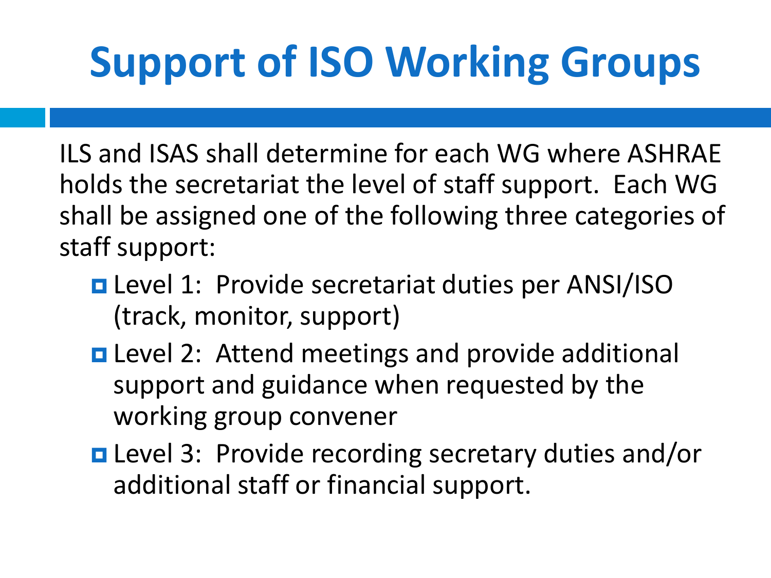# Support of ISO Working Groups

ILS and ISAS shall determine for each WG where ASHRAE holds the secretariat the level of staff support. Each WG shall be assigned one of the following three categories of staff support:

- Level 1: Provide secretariat duties per ANSI/ISO (track, monitor, support)
- Level 2: Attend meetings and provide additional support and guidance when requested by the working group convener
- Level 3: Provide recording secretary duties and/or additional staff or financial support.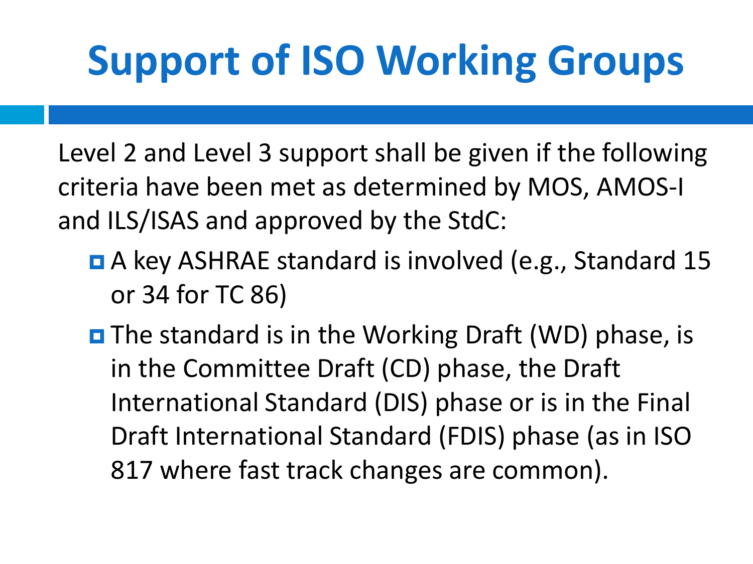# Support of ISO Working Groups

Level 2 and Level 3 support shall be given if the following criteria have been met as determined by MOS, AMOS-I and ILS/ISAS and approved by the StdC:

- A key ASHRAE standard is involved (e.g., Standard 15 or 34 for TC 86)
- The standard is in the Working Draft (WD) phase, is in the Committee Draft (CD) phase, the Draft International Standard (DIS) phase or is in the Final Draft International Standard (FDIS) phase (as in ISO 817 where fast track changes are common).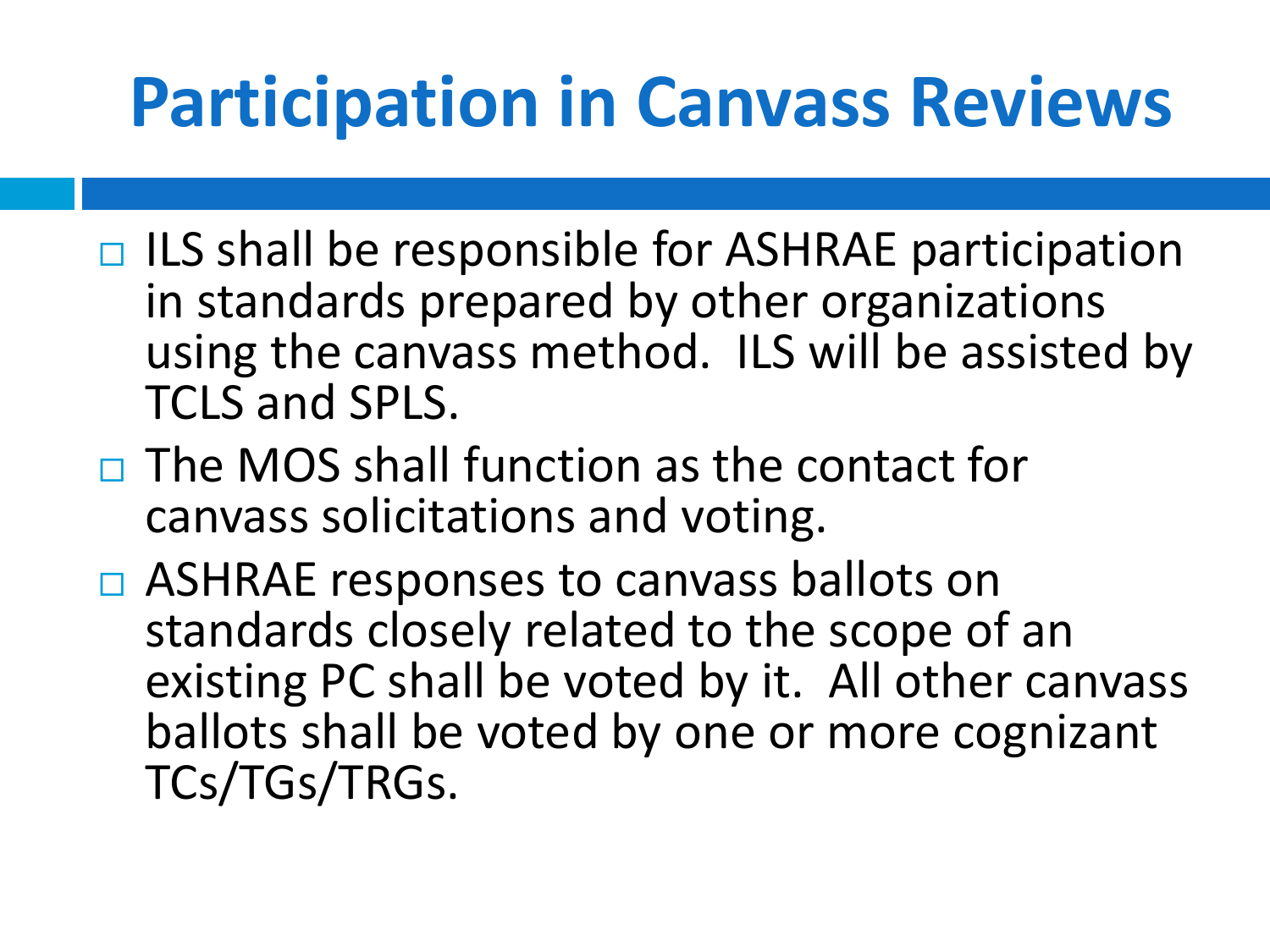# Participation in Canvass Reviews

- ILS shall be responsible for ASHRAE participation in standards prepared by other organizations using the canvass method. ILS will be assisted by TCLS and SPLS.
- The MOS shall function as the contact for canvass solicitations and voting.
- ASHRAE responses to canvass ballots on standards closely related to the scope of an existing PC shall be voted by it. All other canvass ballots shall be voted by one or more cognizant TCs/TGs/TRGs.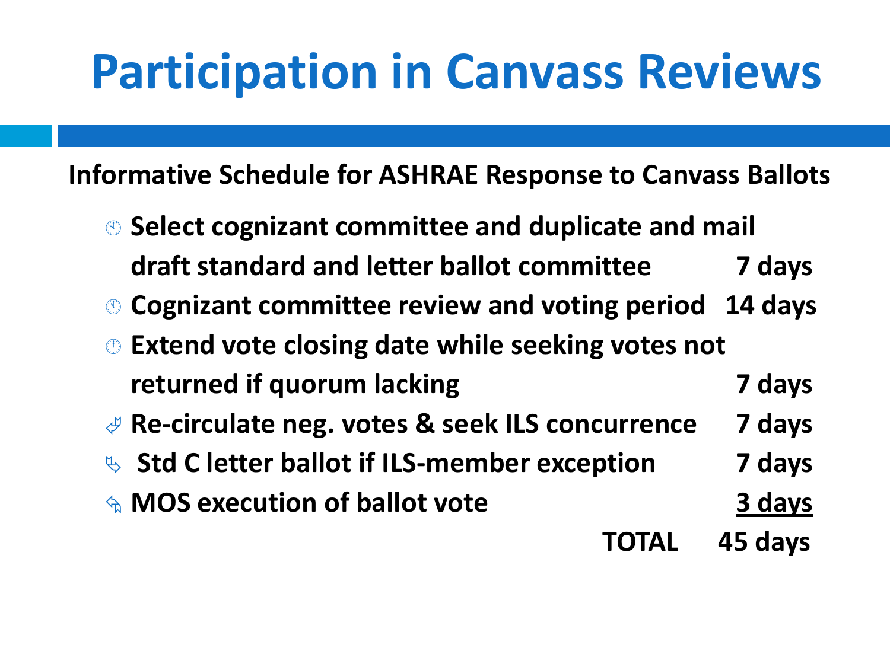# Participation in Canvass Reviews

**Informative Schedule for ASHRAE Response to Canvass Ballots**

| Step | Duration |
| --- | --- |
| **Select cognizant committee and duplicate and mail draft standard and letter ballot committee** | **7 days** |
| **Cognizant committee review and voting period** | **14 days** |
| **Extend vote closing date while seeking votes not returned if quorum lacking** | **7 days** |
| **Re-circulate neg. votes & seek ILS concurrence** | **7 days** |
| **Std C letter ballot if ILS-member exception** | **7 days** |
| **MOS execution of ballot vote** | **3 days** |
| **TOTAL** | **45 days** |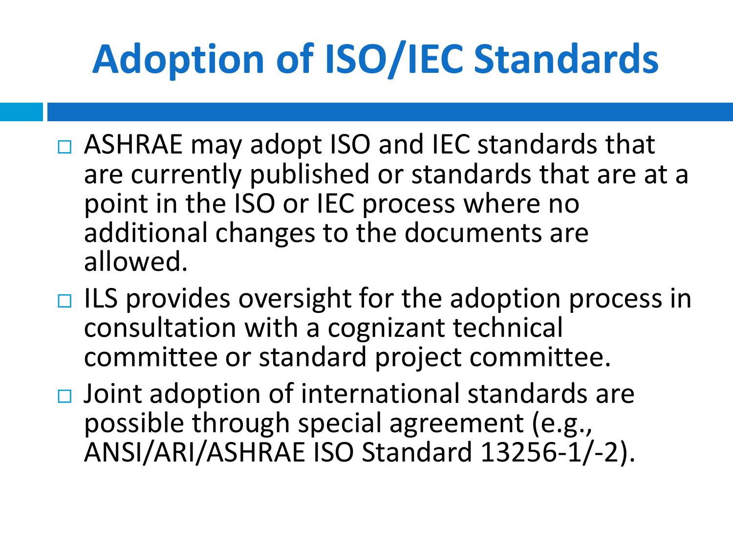# Adoption of ISO/IEC Standards

- ASHRAE may adopt ISO and IEC standards that are currently published or standards that are at a point in the ISO or IEC process where no additional changes to the documents are allowed.
- ILS provides oversight for the adoption process in consultation with a cognizant technical committee or standard project committee.
- Joint adoption of international standards are possible through special agreement (e.g., ANSI/ARI/ASHRAE ISO Standard 13256-1/-2).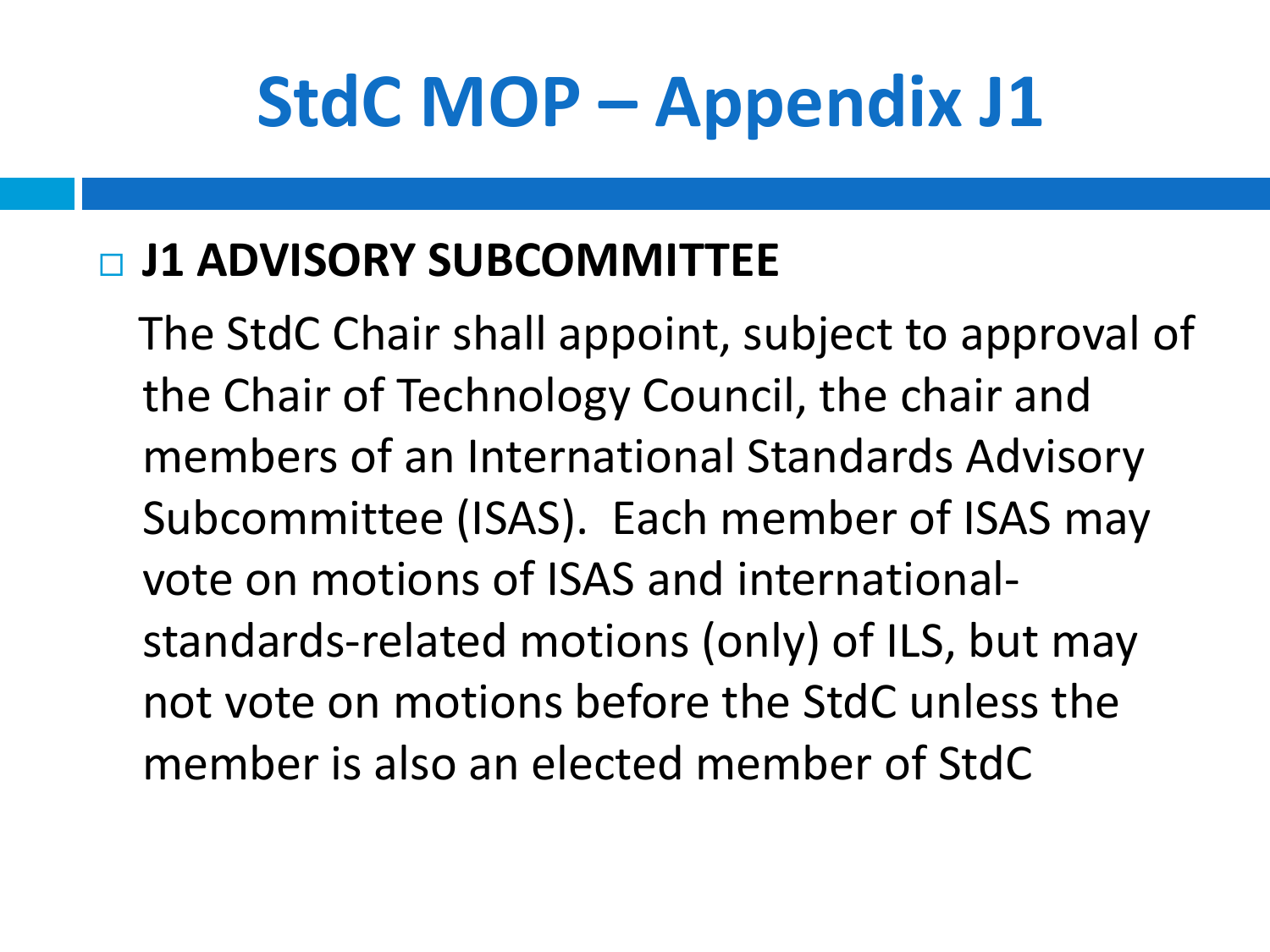# StdC MOP – Appendix J1

- **J1 ADVISORY SUBCOMMITTEE**

  The StdC Chair shall appoint, subject to approval of the Chair of Technology Council, the chair and members of an International Standards Advisory Subcommittee (ISAS). Each member of ISAS may vote on motions of ISAS and international-standards-related motions (only) of ILS, but may not vote on motions before the StdC unless the member is also an elected member of StdC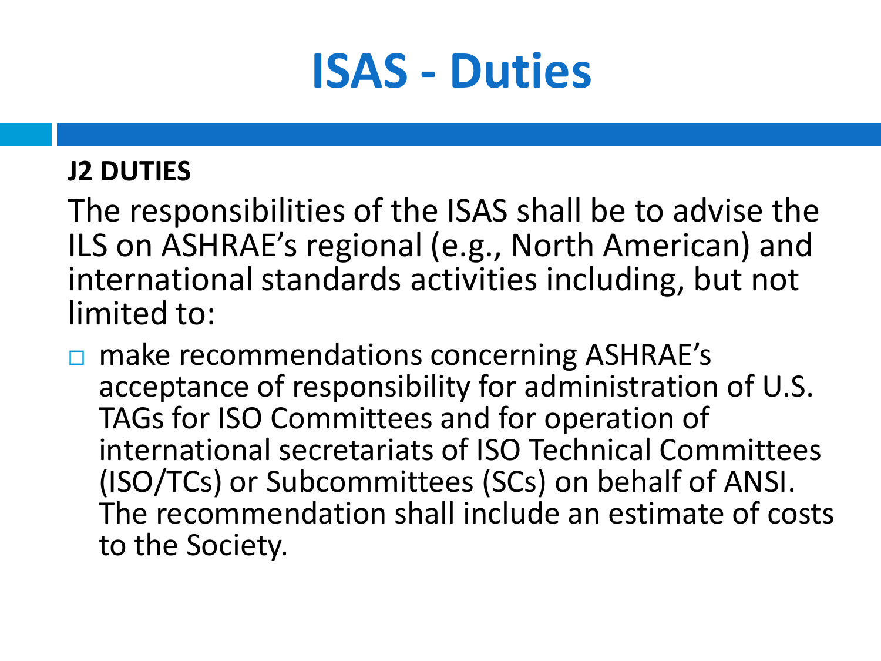# ISAS - Duties

**J2 DUTIES**

The responsibilities of the ISAS shall be to advise the ILS on ASHRAE's regional (e.g., North American) and international standards activities including, but not limited to:

- make recommendations concerning ASHRAE's acceptance of responsibility for administration of U.S. TAGs for ISO Committees and for operation of international secretariats of ISO Technical Committees (ISO/TCs) or Subcommittees (SCs) on behalf of ANSI. The recommendation shall include an estimate of costs to the Society.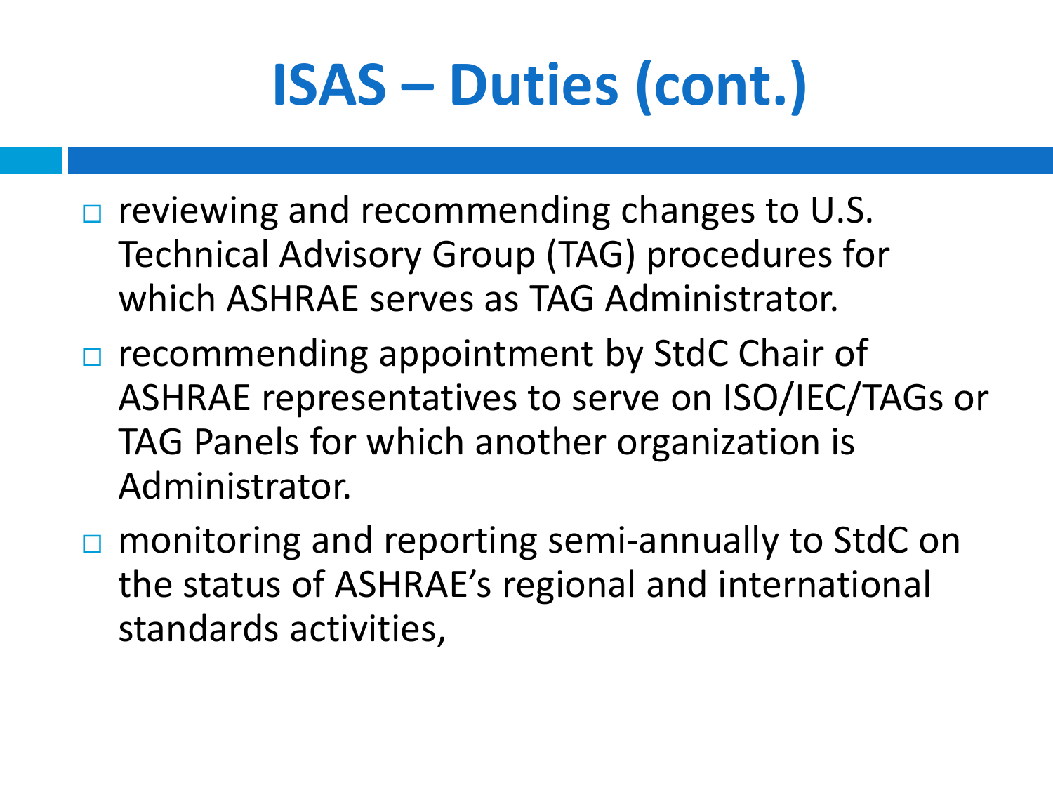# ISAS – Duties (cont.)

- reviewing and recommending changes to U.S. Technical Advisory Group (TAG) procedures for which ASHRAE serves as TAG Administrator.
- recommending appointment by StdC Chair of ASHRAE representatives to serve on ISO/IEC/TAGs or TAG Panels for which another organization is Administrator.
- monitoring and reporting semi-annually to StdC on the status of ASHRAE's regional and international standards activities,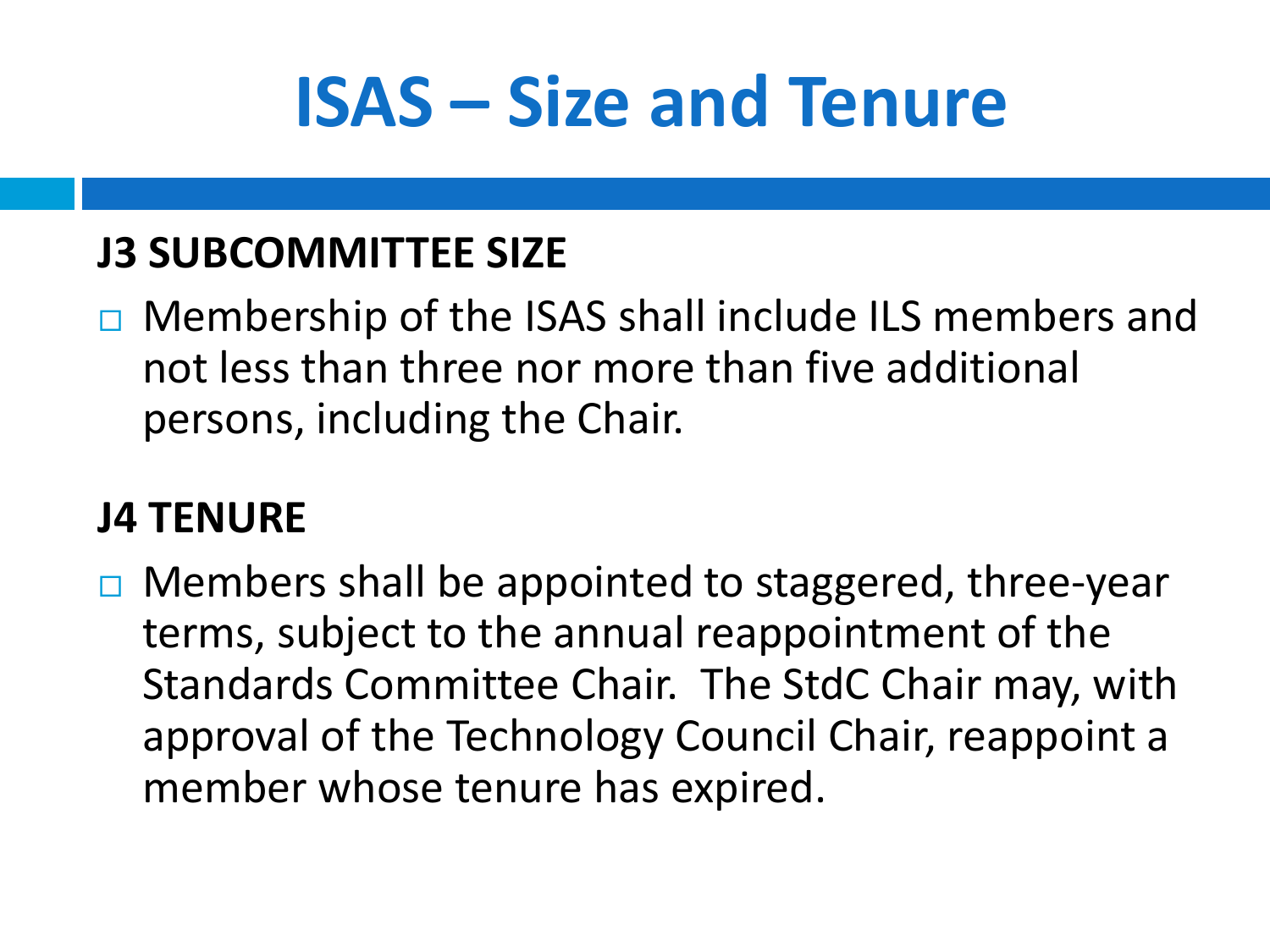# ISAS – Size and Tenure

**J3 SUBCOMMITTEE SIZE**

- Membership of the ISAS shall include ILS members and not less than three nor more than five additional persons, including the Chair.

**J4 TENURE**

- Members shall be appointed to staggered, three-year terms, subject to the annual reappointment of the Standards Committee Chair.  The StdC Chair may, with approval of the Technology Council Chair, reappoint a member whose tenure has expired.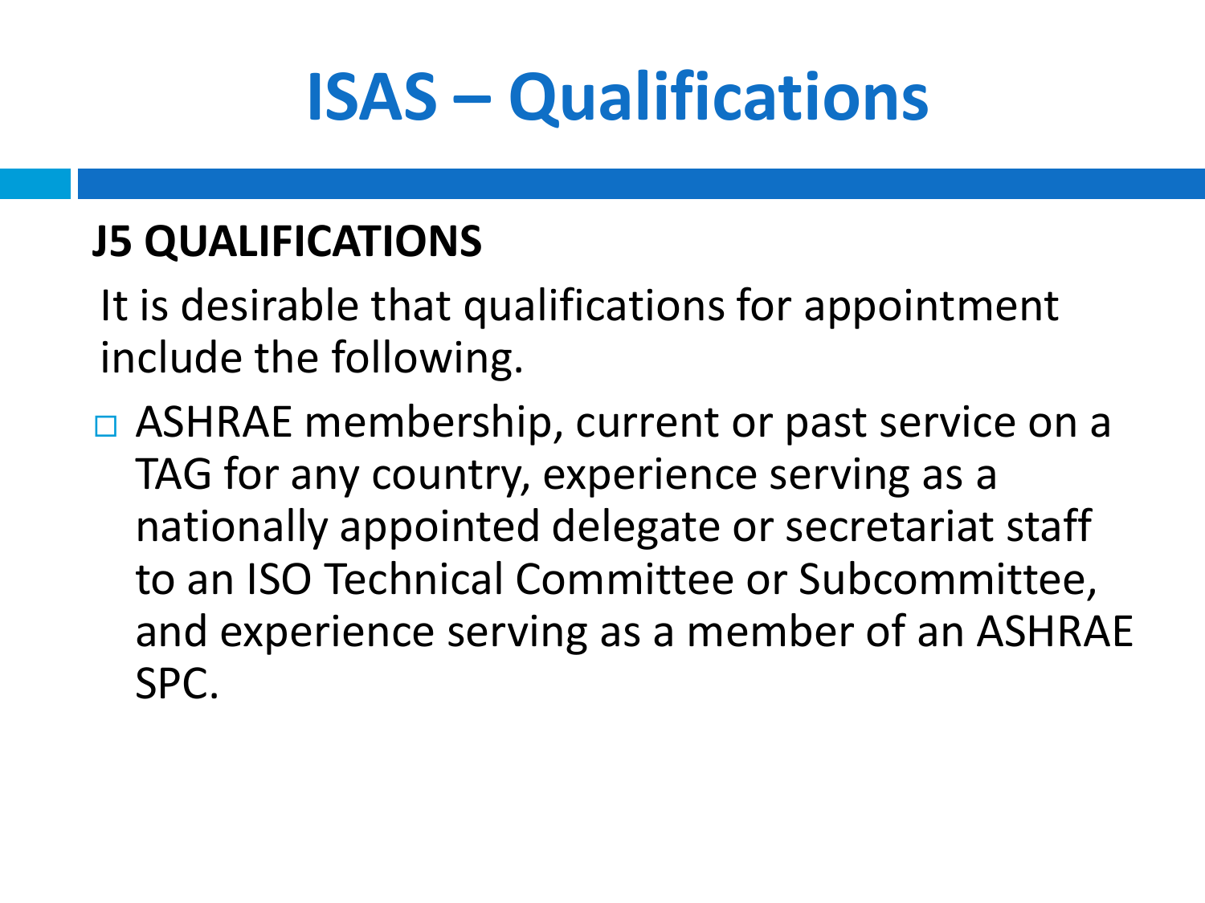# ISAS – Qualifications

## J5 QUALIFICATIONS

It is desirable that qualifications for appointment include the following.

- ASHRAE membership, current or past service on a TAG for any country, experience serving as a nationally appointed delegate or secretariat staff to an ISO Technical Committee or Subcommittee, and experience serving as a member of an ASHRAE SPC.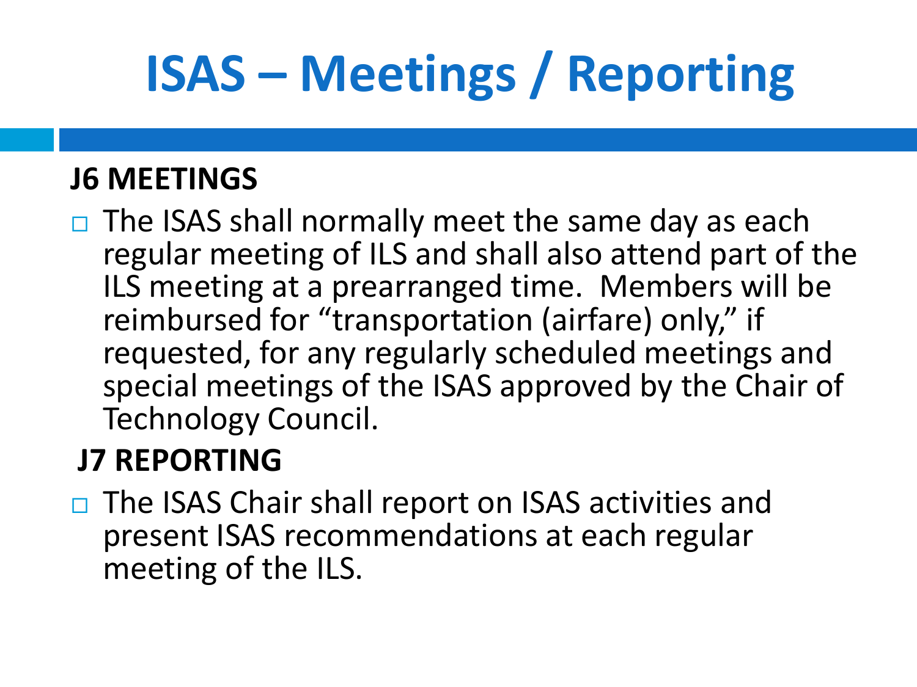# ISAS – Meetings / Reporting

## J6 MEETINGS

- The ISAS shall normally meet the same day as each regular meeting of ILS and shall also attend part of the ILS meeting at a prearranged time. Members will be reimbursed for "transportation (airfare) only," if requested, for any regularly scheduled meetings and special meetings of the ISAS approved by the Chair of Technology Council.

## J7 REPORTING

- The ISAS Chair shall report on ISAS activities and present ISAS recommendations at each regular meeting of the ILS.